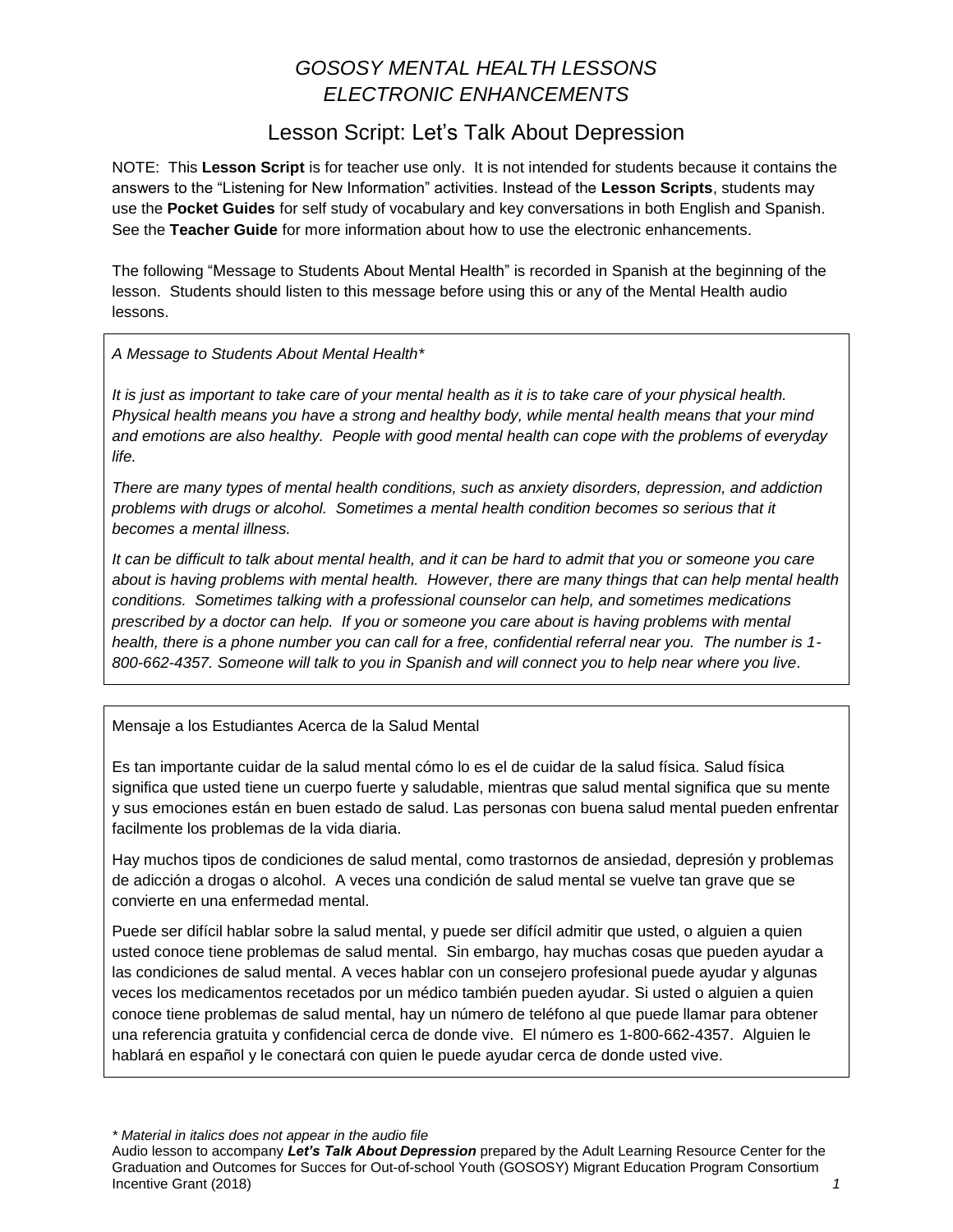# *GOSOSY MENTAL HEALTH LESSONS*
# *ELECTRONIC ENHANCEMENTS*

## Lesson Script: Let's Talk About Depression

NOTE: This **Lesson Script** is for teacher use only. It is not intended for students because it contains the answers to the "Listening for New Information" activities. Instead of the **Lesson Scripts**, students may use the **Pocket Guides** for self study of vocabulary and key conversations in both English and Spanish. See the **Teacher Guide** for more information about how to use the electronic enhancements.

The following "Message to Students About Mental Health" is recorded in Spanish at the beginning of the lesson. Students should listen to this message before using this or any of the Mental Health audio lessons.

*A Message to Students About Mental Health**

*It is just as important to take care of your mental health as it is to take care of your physical health. Physical health means you have a strong and healthy body, while mental health means that your mind and emotions are also healthy. People with good mental health can cope with the problems of everyday life.*

*There are many types of mental health conditions, such as anxiety disorders, depression, and addiction problems with drugs or alcohol. Sometimes a mental health condition becomes so serious that it becomes a mental illness.*

*It can be difficult to talk about mental health, and it can be hard to admit that you or someone you care about is having problems with mental health. However, there are many things that can help mental health conditions. Sometimes talking with a professional counselor can help, and sometimes medications prescribed by a doctor can help. If you or someone you care about is having problems with mental health, there is a phone number you can call for a free, confidential referral near you. The number is 1-800-662-4357. Someone will talk to you in Spanish and will connect you to help near where you live.*

Mensaje a los Estudiantes Acerca de la Salud Mental

Es tan importante cuidar de la salud mental cómo lo es el de cuidar de la salud física. Salud física significa que usted tiene un cuerpo fuerte y saludable, mientras que salud mental significa que su mente y sus emociones están en buen estado de salud. Las personas con buena salud mental pueden enfrentar facilmente los problemas de la vida diaria.

Hay muchos tipos de condiciones de salud mental, como trastornos de ansiedad, depresión y problemas de adicción a drogas o alcohol. A veces una condición de salud mental se vuelve tan grave que se convierte en una enfermedad mental.

Puede ser difícil hablar sobre la salud mental, y puede ser difícil admitir que usted, o alguien a quien usted conoce tiene problemas de salud mental. Sin embargo, hay muchas cosas que pueden ayudar a las condiciones de salud mental. A veces hablar con un consejero profesional puede ayudar y algunas veces los medicamentos recetados por un médico también pueden ayudar. Si usted o alguien a quien conoce tiene problemas de salud mental, hay un número de teléfono al que puede llamar para obtener una referencia gratuita y confidencial cerca de donde vive. El número es 1-800-662-4357. Alguien le hablará en español y le conectará con quien le puede ayudar cerca de donde usted vive.

*\* Material in italics does not appear in the audio file*

Audio lesson to accompany ***Let's Talk About Depression*** prepared by the Adult Learning Resource Center for the Graduation and Outcomes for Succes for Out-of-school Youth (GOSOSY) Migrant Education Program Consortium Incentive Grant (2018)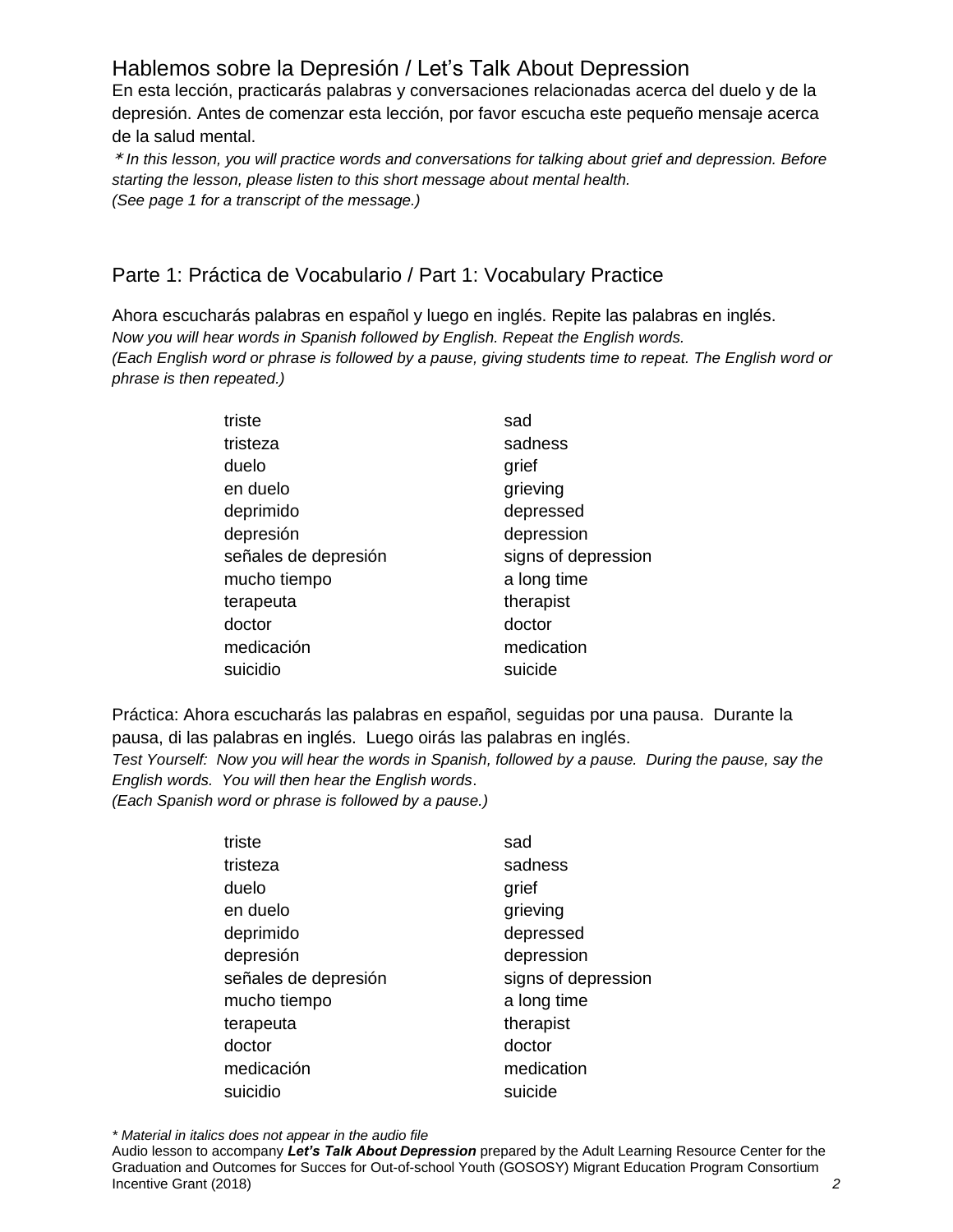## Hablemos sobre la Depresión / Let's Talk About Depression

En esta lección, practicarás palabras y conversaciones relacionadas acerca del duelo y de la depresión. Antes de comenzar esta lección, por favor escucha este pequeño mensaje acerca de la salud mental.

*\* In this lesson, you will practice words and conversations for talking about grief and depression. Before starting the lesson, please listen to this short message about mental health.*
*(See page 1 for a transcript of the message.)*

## Parte 1: Práctica de Vocabulario / Part 1: Vocabulary Practice

Ahora escucharás palabras en español y luego en inglés. Repite las palabras en inglés.
*Now you will hear words in Spanish followed by English. Repeat the English words.*
*(Each English word or phrase is followed by a pause, giving students time to repeat. The English word or phrase is then repeated.)*

| | |
|---|---|
| triste | sad |
| tristeza | sadness |
| duelo | grief |
| en duelo | grieving |
| deprimido | depressed |
| depresión | depression |
| señales de depresión | signs of depression |
| mucho tiempo | a long time |
| terapeuta | therapist |
| doctor | doctor |
| medicación | medication |
| suicidio | suicide |

Práctica: Ahora escucharás las palabras en español, seguidas por una pausa. Durante la pausa, di las palabras en inglés. Luego oirás las palabras en inglés.
*Test Yourself: Now you will hear the words in Spanish, followed by a pause. During the pause, say the English words. You will then hear the English words.*
*(Each Spanish word or phrase is followed by a pause.)*

| | |
|---|---|
| triste | sad |
| tristeza | sadness |
| duelo | grief |
| en duelo | grieving |
| deprimido | depressed |
| depresión | depression |
| señales de depresión | signs of depression |
| mucho tiempo | a long time |
| terapeuta | therapist |
| doctor | doctor |
| medicación | medication |
| suicidio | suicide |

*\* Material in italics does not appear in the audio file*
Audio lesson to accompany ***Let's Talk About Depression*** prepared by the Adult Learning Resource Center for the Graduation and Outcomes for Succes for Out-of-school Youth (GOSOSY) Migrant Education Program Consortium Incentive Grant (2018)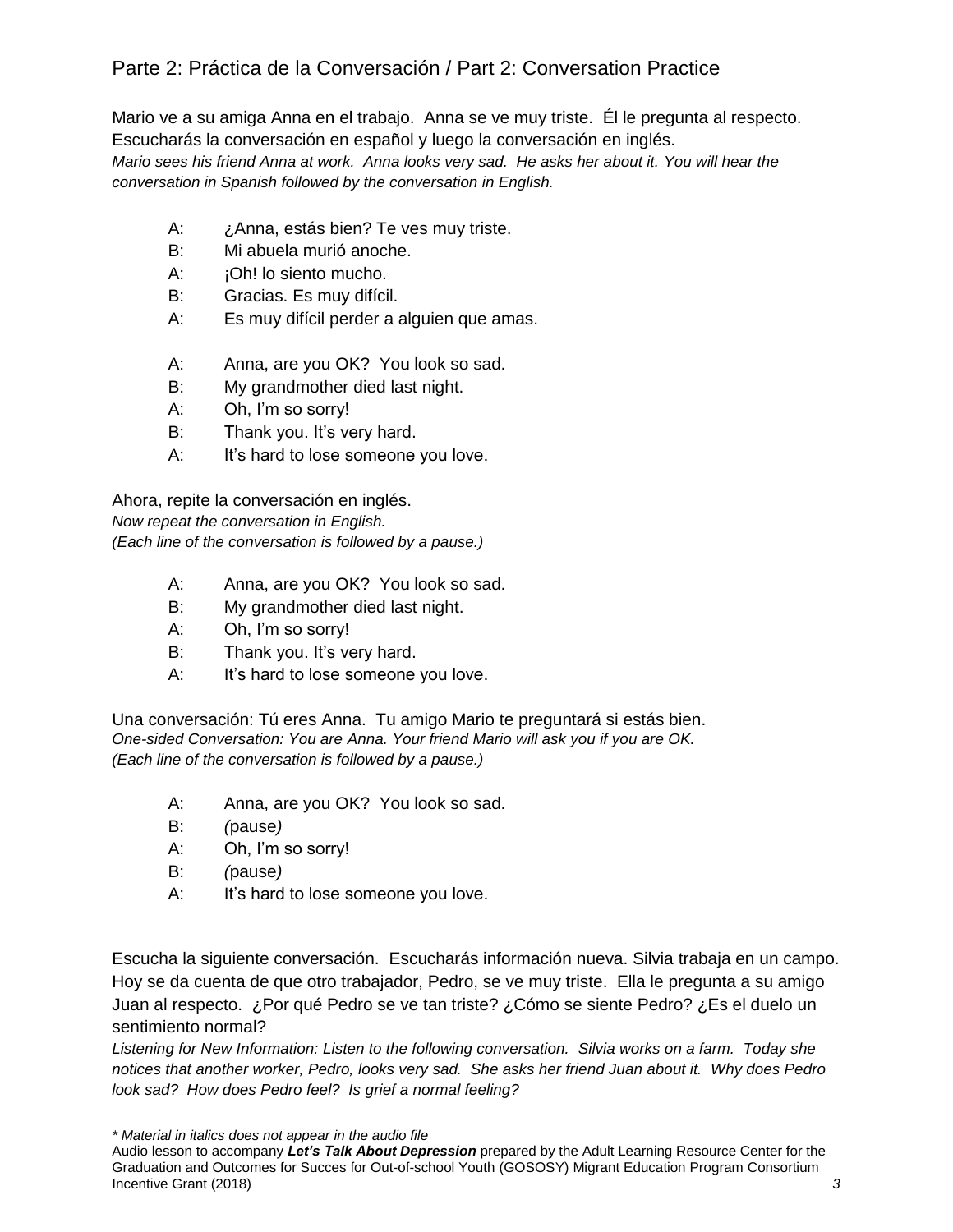## Parte 2: Práctica de la Conversación / Part 2: Conversation Practice

Mario ve a su amiga Anna en el trabajo. Anna se ve muy triste. Él le pregunta al respecto. Escucharás la conversación en español y luego la conversación en inglés.
*Mario sees his friend Anna at work. Anna looks very sad. He asks her about it. You will hear the conversation in Spanish followed by the conversation in English.*

A: ¿Anna, estás bien? Te ves muy triste.
B: Mi abuela murió anoche.
A: ¡Oh! lo siento mucho.
B: Gracias. Es muy difícil.
A: Es muy difícil perder a alguien que amas.

A: Anna, are you OK? You look so sad.
B: My grandmother died last night.
A: Oh, I'm so sorry!
B: Thank you. It's very hard.
A: It's hard to lose someone you love.

Ahora, repite la conversación en inglés.
*Now repeat the conversation in English.*
*(Each line of the conversation is followed by a pause.)*

A: Anna, are you OK? You look so sad.
B: My grandmother died last night.
A: Oh, I'm so sorry!
B: Thank you. It's very hard.
A: It's hard to lose someone you love.

Una conversación: Tú eres Anna. Tu amigo Mario te preguntará si estás bien.
*One-sided Conversation: You are Anna. Your friend Mario will ask you if you are OK.*
*(Each line of the conversation is followed by a pause.)*

A: Anna, are you OK? You look so sad.
B: *(pause)*
A: Oh, I'm so sorry!
B: *(pause)*
A: It's hard to lose someone you love.

Escucha la siguiente conversación. Escucharás información nueva. Silvia trabaja en un campo. Hoy se da cuenta de que otro trabajador, Pedro, se ve muy triste. Ella le pregunta a su amigo Juan al respecto. ¿Por qué Pedro se ve tan triste? ¿Cómo se siente Pedro? ¿Es el duelo un sentimiento normal?
*Listening for New Information: Listen to the following conversation. Silvia works on a farm. Today she notices that another worker, Pedro, looks very sad. She asks her friend Juan about it. Why does Pedro look sad? How does Pedro feel? Is grief a normal feeling?*

*\* Material in italics does not appear in the audio file*
Audio lesson to accompany ***Let's Talk About Depression*** prepared by the Adult Learning Resource Center for the Graduation and Outcomes for Succes for Out-of-school Youth (GOSOSY) Migrant Education Program Consortium Incentive Grant (2018)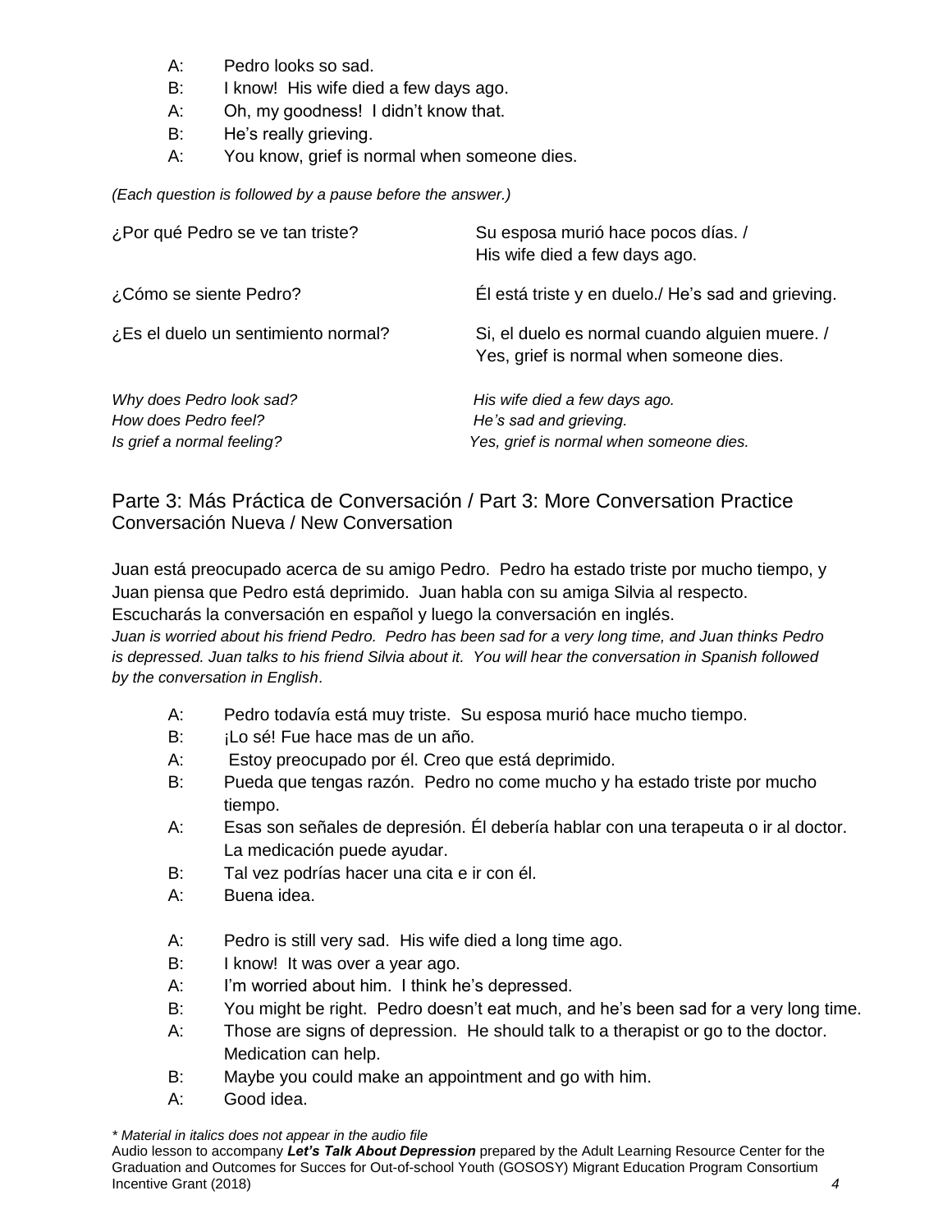A: Pedro looks so sad.
B: I know! His wife died a few days ago.
A: Oh, my goodness! I didn't know that.
B: He's really grieving.
A: You know, grief is normal when someone dies.

*(Each question is followed by a pause before the answer.)*

| | |
|---|---|
| ¿Por qué Pedro se ve tan triste? | Su esposa murió hace pocos días. / His wife died a few days ago. |
| ¿Cómo se siente Pedro? | Él está triste y en duelo./ He's sad and grieving. |
| ¿Es el duelo un sentimiento normal? | Si, el duelo es normal cuando alguien muere. / Yes, grief is normal when someone dies. |
| *Why does Pedro look sad?* | *His wife died a few days ago.* |
| *How does Pedro feel?* | *He's sad and grieving.* |
| *Is grief a normal feeling?* | *Yes, grief is normal when someone dies.* |

## Parte 3: Más Práctica de Conversación / Part 3: More Conversation Practice

### Conversación Nueva / New Conversation

Juan está preocupado acerca de su amigo Pedro. Pedro ha estado triste por mucho tiempo, y Juan piensa que Pedro está deprimido. Juan habla con su amiga Silvia al respecto. Escucharás la conversación en español y luego la conversación en inglés.
*Juan is worried about his friend Pedro. Pedro has been sad for a very long time, and Juan thinks Pedro is depressed. Juan talks to his friend Silvia about it. You will hear the conversation in Spanish followed by the conversation in English*.

A: Pedro todavía está muy triste. Su esposa murió hace mucho tiempo.
B: ¡Lo sé! Fue hace mas de un año.
A: Estoy preocupado por él. Creo que está deprimido.
B: Pueda que tengas razón. Pedro no come mucho y ha estado triste por mucho tiempo.
A: Esas son señales de depresión. Él debería hablar con una terapeuta o ir al doctor. La medicación puede ayudar.
B: Tal vez podrías hacer una cita e ir con él.
A: Buena idea.

A: Pedro is still very sad. His wife died a long time ago.
B: I know! It was over a year ago.
A: I'm worried about him. I think he's depressed.
B: You might be right. Pedro doesn't eat much, and he's been sad for a very long time.
A: Those are signs of depression. He should talk to a therapist or go to the doctor. Medication can help.
B: Maybe you could make an appointment and go with him.
A: Good idea.

*\* Material in italics does not appear in the audio file*
Audio lesson to accompany ***Let's Talk About Depression*** prepared by the Adult Learning Resource Center for the Graduation and Outcomes for Succes for Out-of-school Youth (GOSOSY) Migrant Education Program Consortium Incentive Grant (2018)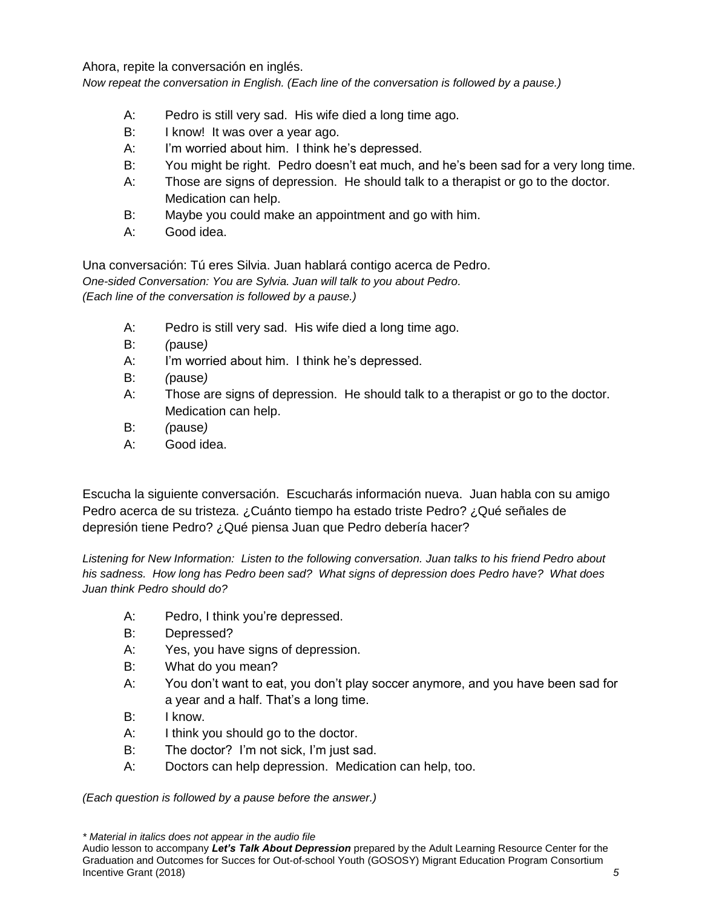Ahora, repite la conversación en inglés.

*Now repeat the conversation in English. (Each line of the conversation is followed by a pause.)*

A: Pedro is still very sad. His wife died a long time ago.
B: I know! It was over a year ago.
A: I'm worried about him. I think he's depressed.
B: You might be right. Pedro doesn't eat much, and he's been sad for a very long time.
A: Those are signs of depression. He should talk to a therapist or go to the doctor. Medication can help.
B: Maybe you could make an appointment and go with him.
A: Good idea.

Una conversación: Tú eres Silvia. Juan hablará contigo acerca de Pedro.

*One-sided Conversation: You are Sylvia. Juan will talk to you about Pedro.*
*(Each line of the conversation is followed by a pause.)*

A: Pedro is still very sad. His wife died a long time ago.
B: *(*pause*)*
A: I'm worried about him. I think he's depressed.
B: *(*pause*)*
A: Those are signs of depression. He should talk to a therapist or go to the doctor. Medication can help.
B: *(*pause*)*
A: Good idea.

Escucha la siguiente conversación. Escucharás información nueva. Juan habla con su amigo Pedro acerca de su tristeza. ¿Cuánto tiempo ha estado triste Pedro? ¿Qué señales de depresión tiene Pedro? ¿Qué piensa Juan que Pedro debería hacer?

*Listening for New Information: Listen to the following conversation. Juan talks to his friend Pedro about his sadness. How long has Pedro been sad? What signs of depression does Pedro have? What does Juan think Pedro should do?*

A: Pedro, I think you're depressed.
B: Depressed?
A: Yes, you have signs of depression.
B: What do you mean?
A: You don't want to eat, you don't play soccer anymore, and you have been sad for a year and a half. That's a long time.
B: I know.
A: I think you should go to the doctor.
B: The doctor? I'm not sick, I'm just sad.
A: Doctors can help depression. Medication can help, too.

*(Each question is followed by a pause before the answer.)*

*\* Material in italics does not appear in the audio file*

Audio lesson to accompany ***Let's Talk About Depression*** prepared by the Adult Learning Resource Center for the Graduation and Outcomes for Succes for Out-of-school Youth (GOSOSY) Migrant Education Program Consortium Incentive Grant (2018)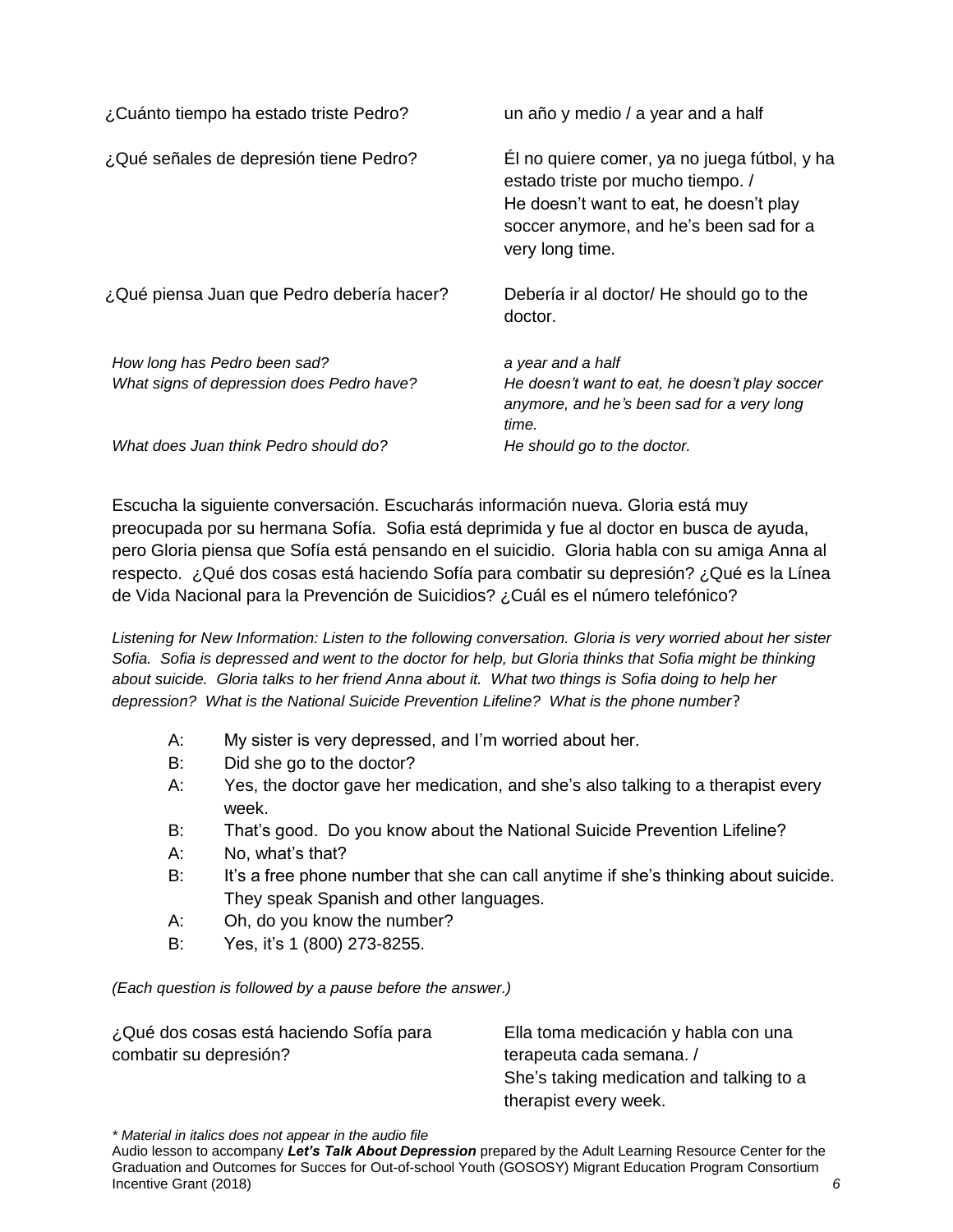¿Cuánto tiempo ha estado triste Pedro? — un año y medio / a year and a half

¿Qué señales de depresión tiene Pedro? — Él no quiere comer, ya no juega fútbol, y ha estado triste por mucho tiempo. / He doesn't want to eat, he doesn't play soccer anymore, and he's been sad for a very long time.

¿Qué piensa Juan que Pedro debería hacer? — Debería ir al doctor/ He should go to the doctor.

*How long has Pedro been sad?* — *a year and a half*
*What signs of depression does Pedro have?* — *He doesn't want to eat, he doesn't play soccer anymore, and he's been sad for a very long time.*
*What does Juan think Pedro should do?* — *He should go to the doctor.*

Escucha la siguiente conversación. Escucharás información nueva. Gloria está muy preocupada por su hermana Sofía. Sofia está deprimida y fue al doctor en busca de ayuda, pero Gloria piensa que Sofía está pensando en el suicidio. Gloria habla con su amiga Anna al respecto. ¿Qué dos cosas está haciendo Sofía para combatir su depresión? ¿Qué es la Línea de Vida Nacional para la Prevención de Suicidios? ¿Cuál es el número telefónico?

*Listening for New Information: Listen to the following conversation. Gloria is very worried about her sister Sofia. Sofia is depressed and went to the doctor for help, but Gloria thinks that Sofia might be thinking about suicide. Gloria talks to her friend Anna about it. What two things is Sofia doing to help her depression? What is the National Suicide Prevention Lifeline? What is the phone number*?

A: My sister is very depressed, and I'm worried about her.
B: Did she go to the doctor?
A: Yes, the doctor gave her medication, and she's also talking to a therapist every week.
B: That's good. Do you know about the National Suicide Prevention Lifeline?
A: No, what's that?
B: It's a free phone number that she can call anytime if she's thinking about suicide. They speak Spanish and other languages.
A: Oh, do you know the number?
B: Yes, it's 1 (800) 273-8255.

*(Each question is followed by a pause before the answer.)*

¿Qué dos cosas está haciendo Sofía para combatir su depresión? — Ella toma medicación y habla con una terapeuta cada semana. / She's taking medication and talking to a therapist every week.

*\* Material in italics does not appear in the audio file*
Audio lesson to accompany ***Let's Talk About Depression*** prepared by the Adult Learning Resource Center for the Graduation and Outcomes for Succes for Out-of-school Youth (GOSOSY) Migrant Education Program Consortium Incentive Grant (2018)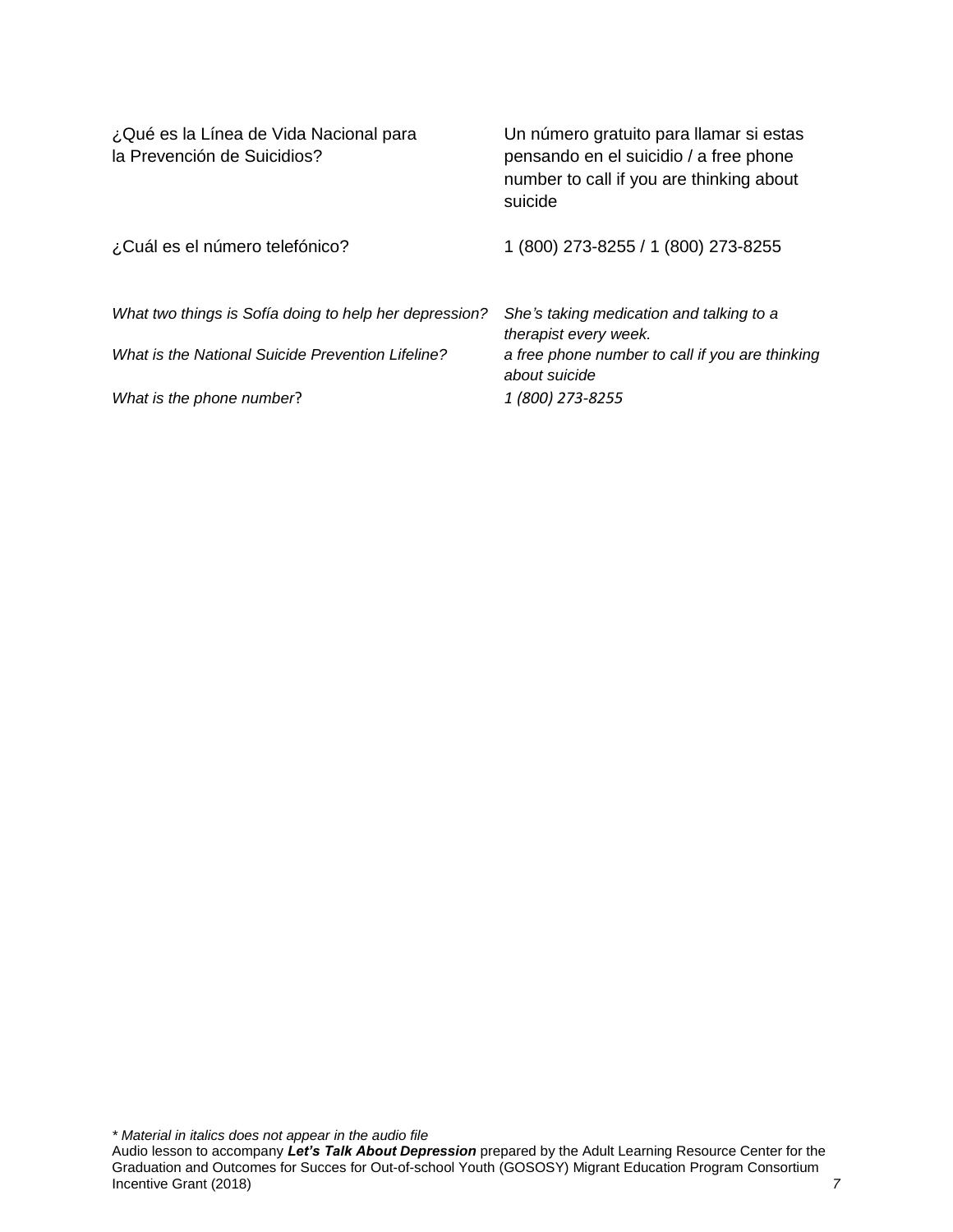| | |
|---|---|
| ¿Qué es la Línea de Vida Nacional para la Prevención de Suicidios? | Un número gratuito para llamar si estas pensando en el suicidio / a free phone number to call if you are thinking about suicide |
| ¿Cuál es el número telefónico? | 1 (800) 273-8255 / 1 (800) 273-8255 |
| *What two things is Sofía doing to help her depression?* | *She's taking medication and talking to a therapist every week.* |
| *What is the National Suicide Prevention Lifeline?* | *a free phone number to call if you are thinking about suicide* |
| *What is the phone number*? | *1 (800) 273-8255* |

*\* Material in italics does not appear in the audio file*

Audio lesson to accompany ***Let's Talk About Depression*** prepared by the Adult Learning Resource Center for the Graduation and Outcomes for Succes for Out-of-school Youth (GOSOSY) Migrant Education Program Consortium Incentive Grant (2018)